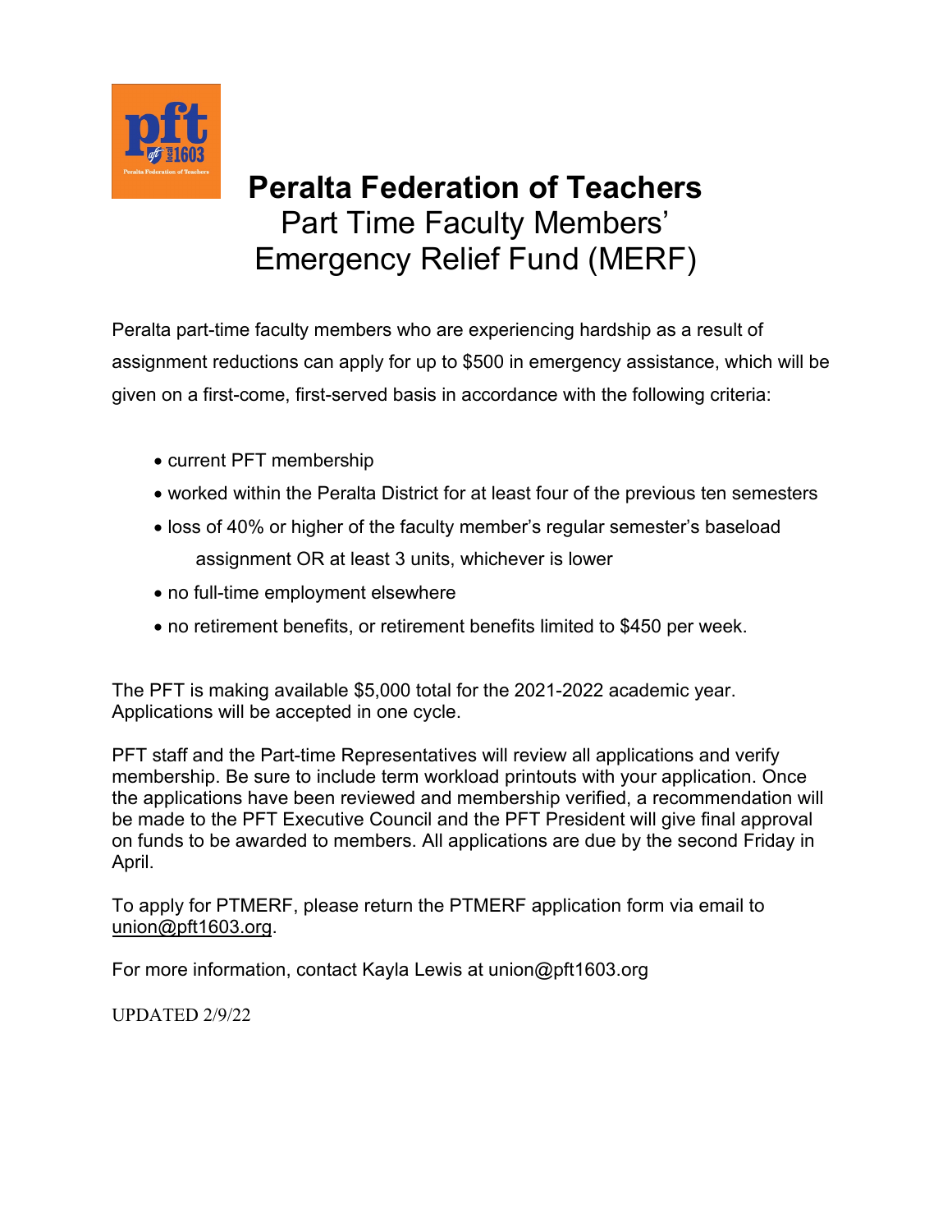# Peralta Federation of Teachers

## Part Time Faculty Members' Emergency Relief Fund (MERF)

Peralta part-time faculty members who are experiencing hardship as a result of assignment reductions can apply for up to $500 in emergency assistance, which will be given on a first-come, first-served basis in accordance with the following criteria:

- current PFT membership
- worked within the Peralta District for at least four of the previous ten semesters
- loss of 40% or higher of the faculty member's regular semester's baseload assignment OR at least 3 units, whichever is lower
- no full-time employment elsewhere
- no retirement benefits, or retirement benefits limited to $450 per week.

The PFT is making available $5,000 total for the 2021-2022 academic year. Applications will be accepted in one cycle.

PFT staff and the Part-time Representatives will review all applications and verify membership. Be sure to include term workload printouts with your application. Once the applications have been reviewed and membership verified, a recommendation will be made to the PFT Executive Council and the PFT President will give final approval on funds to be awarded to members. All applications are due by the second Friday in April.

To apply for PTMERF, please return the PTMERF application form via email to union@pft1603.org.

For more information, contact Kayla Lewis at union@pft1603.org

UPDATED 2/9/22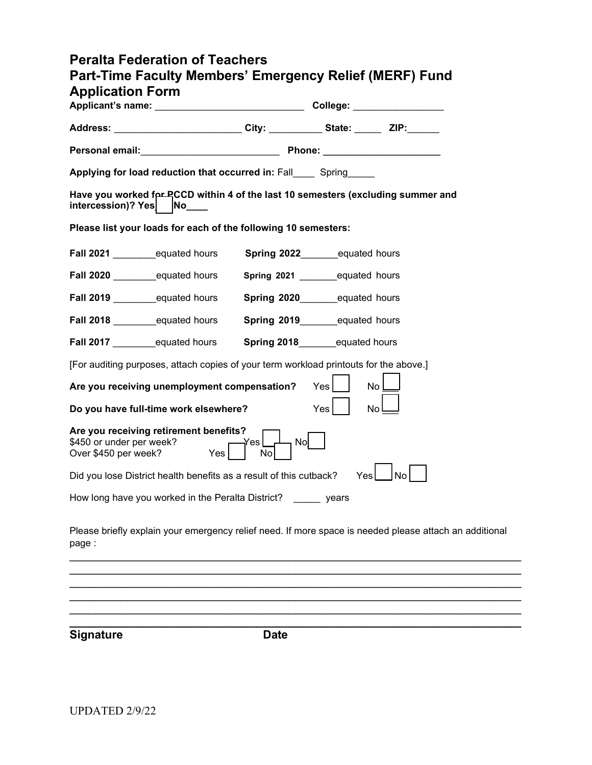# Peralta Federation of Teachers
# Part-Time Faculty Members' Emergency Relief (MERF) Fund Application Form

**Applicant's name:** ____________________________ **College:** _________________

**Address:** ________________________ **City:** __________ **State:** _____ **ZIP:**______

**Personal email:**__________________________ **Phone:** _____________________

**Applying for load reduction that occurred in:** Fall____ Spring_____

**Have you worked for PCCD within 4 of the last 10 semesters (excluding summer and intercession)? Yes** ☐ **No____**

**Please list your loads for each of the following 10 semesters:**

**Fall 2021** ________equated hours **Spring 2022**_______equated hours

**Fall 2020** ________equated hours **Spring 2021** _______equated hours

**Fall 2019** ________equated hours **Spring 2020**_______equated hours

**Fall 2018** ________equated hours **Spring 2019**_______equated hours

**Fall 2017** ________equated hours **Spring 2018**_______equated hours

[For auditing purposes, attach copies of your term workload printouts for the above.]

**Are you receiving unemployment compensation?** Yes ☐ No ☐

**Do you have full-time work elsewhere?** Yes ☐ No ☐

**Are you receiving retirement benefits?**
$450 or under per week? Yes ☐ No ☐
Over $450 per week? Yes ☐ No ☐

Did you lose District health benefits as a result of this cutback? Yes ☐ No ☐

How long have you worked in the Peralta District? _____ years

Please briefly explain your emergency relief need. If more space is needed please attach an additional page :

_______________________________________________________________________________
_______________________________________________________________________________
_______________________________________________________________________________
_______________________________________________________________________________
_______________________________________________________________________________
_______________________________________________________________________________

**Signature** **Date**

UPDATED 2/9/22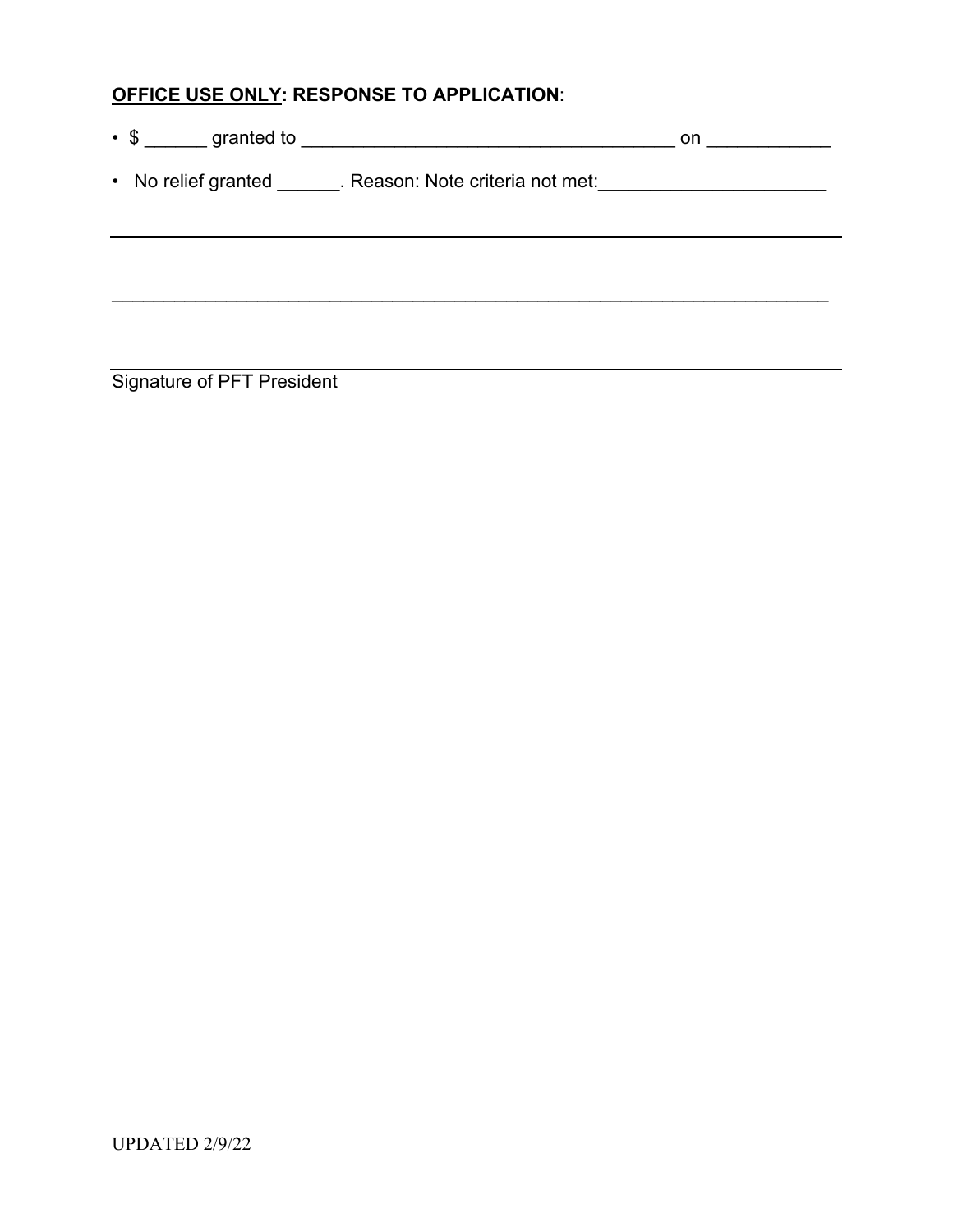**<u>OFFICE USE ONLY</u>: RESPONSE TO APPLICATION**:

- $ ______ granted to ____________________________________ on ____________
- No relief granted ______. Reason: Note criteria not met:______________________

___________________________________________________________________________

___________________________________________________________________________

___________________________________________________________________________

Signature of PFT President

UPDATED 2/9/22